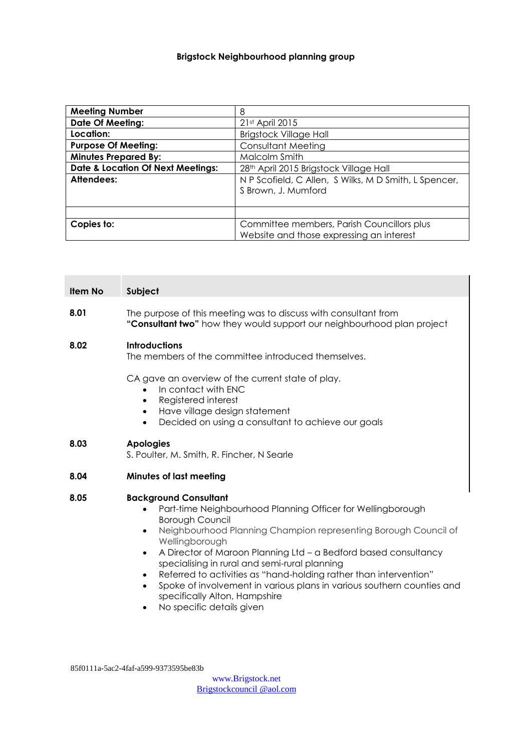**Brigstock Neighbourhood planning group**

| Meeting Number | 8 |
|---|---|
| Date Of Meeting: | 21st April 2015 |
| Location: | Brigstock Village Hall |
| Purpose Of Meeting: | Consultant Meeting |
| Minutes Prepared By: | Malcolm Smith |
| Date & Location Of Next Meetings: | 28th April 2015 Brigstock Village Hall |
| Attendees: | N P Scofield, C Allen, S Wilks, M D Smith, L Spencer, S Brown, J. Mumford |
| | |
| Copies to: | Committee members, Parish Councillors plus Website and those expressing an interest |

| Item No | Subject |
|---|---|
| 8.01 | The purpose of this meeting was to discuss with consultant from **"Consultant two"** how they would support our neighbourhood plan project |
| 8.02 | **Introductions**<br>The members of the committee introduced themselves.<br><br>CA gave an overview of the current state of play.<br>• In contact with ENC<br>• Registered interest<br>• Have village design statement<br>• Decided on using a consultant to achieve our goals |
| 8.03 | **Apologies**<br>S. Poulter, M. Smith, R. Fincher, N Searle |
| 8.04 | **Minutes of last meeting** |
| 8.05 | **Background Consultant**<br>• Part-time Neighbourhood Planning Officer for Wellingborough Borough Council<br>• Neighbourhood Planning Champion representing Borough Council of Wellingborough<br>• A Director of Maroon Planning Ltd – a Bedford based consultancy specialising in rural and semi-rural planning<br>• Referred to activities as "hand-holding rather than intervention"<br>• Spoke of involvement in various plans in various southern counties and specifically Alton, Hampshire<br>• No specific details given |

85f0111a-5ac2-4faf-a599-9373595be83b

www.Brigstock.net
Brigstockcouncil @aol.com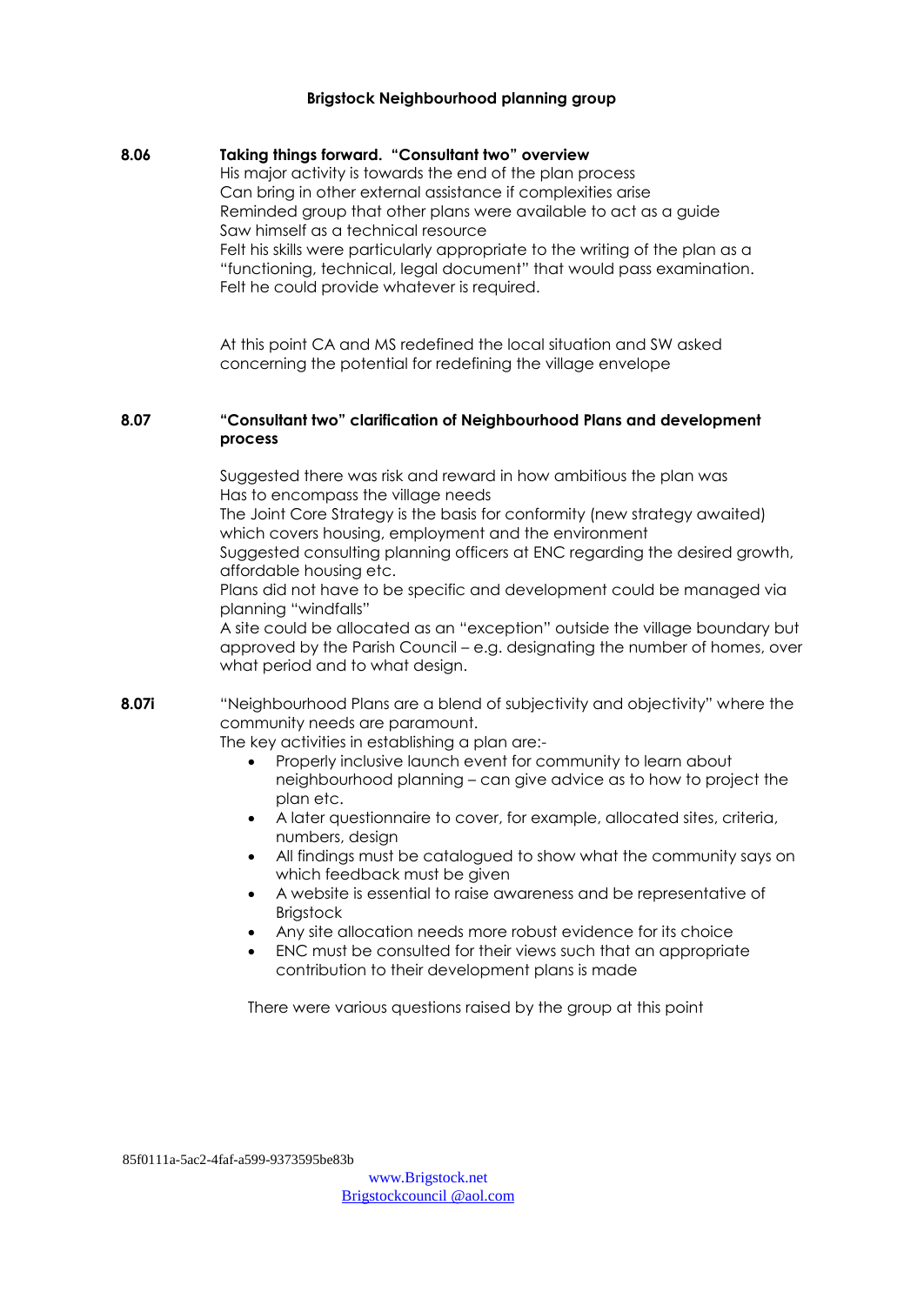**Brigstock Neighbourhood planning group**

**8.06 Taking things forward. "Consultant two" overview**

His major activity is towards the end of the plan process
Can bring in other external assistance if complexities arise
Reminded group that other plans were available to act as a guide
Saw himself as a technical resource
Felt his skills were particularly appropriate to the writing of the plan as a "functioning, technical, legal document" that would pass examination.
Felt he could provide whatever is required.

At this point CA and MS redefined the local situation and SW asked concerning the potential for redefining the village envelope

**8.07 "Consultant two" clarification of Neighbourhood Plans and development process**

Suggested there was risk and reward in how ambitious the plan was
Has to encompass the village needs
The Joint Core Strategy is the basis for conformity (new strategy awaited) which covers housing, employment and the environment
Suggested consulting planning officers at ENC regarding the desired growth, affordable housing etc.
Plans did not have to be specific and development could be managed via planning "windfalls"
A site could be allocated as an "exception" outside the village boundary but approved by the Parish Council – e.g. designating the number of homes, over what period and to what design.

**8.07i** "Neighbourhood Plans are a blend of subjectivity and objectivity" where the community needs are paramount.
The key activities in establishing a plan are:-

- Properly inclusive launch event for community to learn about neighbourhood planning – can give advice as to how to project the plan etc.
- A later questionnaire to cover, for example, allocated sites, criteria, numbers, design
- All findings must be catalogued to show what the community says on which feedback must be given
- A website is essential to raise awareness and be representative of Brigstock
- Any site allocation needs more robust evidence for its choice
- ENC must be consulted for their views such that an appropriate contribution to their development plans is made

There were various questions raised by the group at this point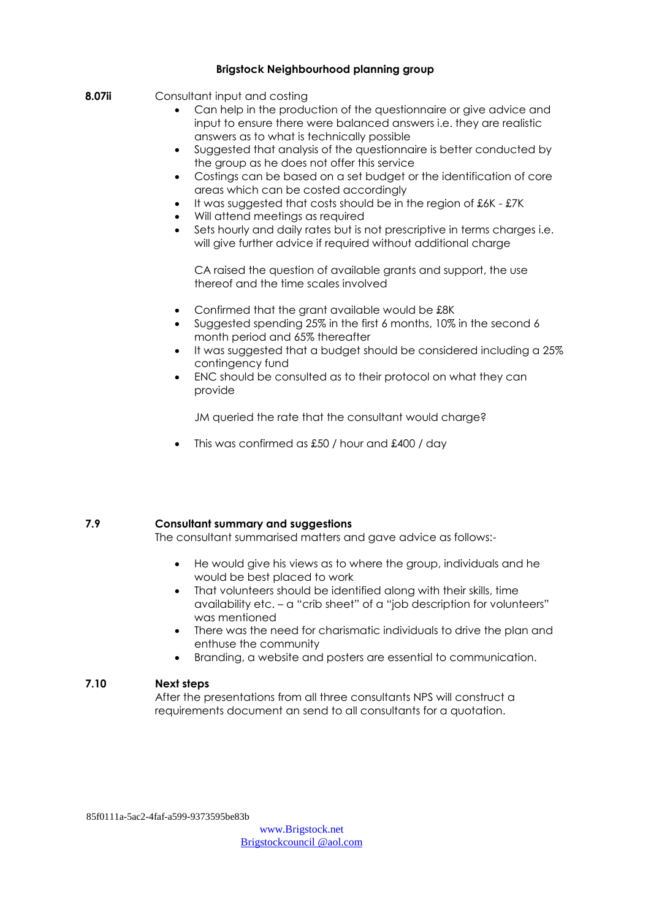**Brigstock Neighbourhood planning group**

**8.07ii** Consultant input and costing

- Can help in the production of the questionnaire or give advice and input to ensure there were balanced answers i.e. they are realistic answers as to what is technically possible
- Suggested that analysis of the questionnaire is better conducted by the group as he does not offer this service
- Costings can be based on a set budget or the identification of core areas which can be costed accordingly
- It was suggested that costs should be in the region of £6K - £7K
- Will attend meetings as required
- Sets hourly and daily rates but is not prescriptive in terms charges i.e. will give further advice if required without additional charge

CA raised the question of available grants and support, the use thereof and the time scales involved

- Confirmed that the grant available would be £8K
- Suggested spending 25% in the first 6 months, 10% in the second 6 month period and 65% thereafter
- It was suggested that a budget should be considered including a 25% contingency fund
- ENC should be consulted as to their protocol on what they can provide

JM queried the rate that the consultant would charge?

- This was confirmed as £50 / hour and £400 / day

**7.9 Consultant summary and suggestions**

The consultant summarised matters and gave advice as follows:-

- He would give his views as to where the group, individuals and he would be best placed to work
- That volunteers should be identified along with their skills, time availability etc. – a "crib sheet" of a "job description for volunteers" was mentioned
- There was the need for charismatic individuals to drive the plan and enthuse the community
- Branding, a website and posters are essential to communication.

**7.10 Next steps**

After the presentations from all three consultants NPS will construct a requirements document an send to all consultants for a quotation.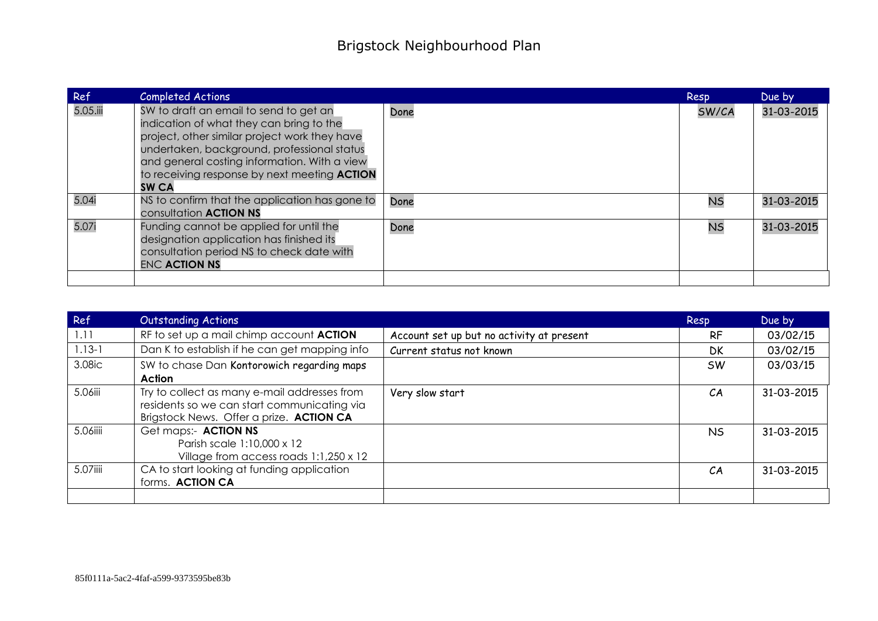# Brigstock Neighbourhood Plan

| Ref | Completed Actions | | Resp | Due by |
|---|---|---|---|---|
| 5.05.iii | SW to draft an email to send to get an indication of what they can bring to the project, other similar project work they have undertaken, background, professional status and general costing information. With a view to receiving response by next meeting **ACTION SW CA** | Done | SW/CA | 31-03-2015 |
| 5.04i | NS to confirm that the application has gone to consultation **ACTION NS** | Done | NS | 31-03-2015 |
| 5.07i | Funding cannot be applied for until the designation application has finished its consultation period NS to check date with ENC **ACTION NS** | Done | NS | 31-03-2015 |
| | | | | |

| Ref | Outstanding Actions | | Resp | Due by |
|---|---|---|---|---|
| 1.11 | RF to set up a mail chimp account **ACTION** | Account set up but no activity at present | RF | 03/02/15 |
| 1.13-1 | Dan K to establish if he can get mapping info | Current status not known | DK | 03/02/15 |
| 3.08ic | SW to chase Dan Kontorowich regarding maps **Action** | | SW | 03/03/15 |
| 5.06iii | Try to collect as many e-mail addresses from residents so we can start communicating via Brigstock News. Offer a prize. **ACTION CA** | Very slow start | CA | 31-03-2015 |
| 5.06iiii | Get maps:- **ACTION NS**<br>Parish scale 1:10,000 x 12<br>Village from access roads 1:1,250 x 12 | | NS | 31-03-2015 |
| 5.07iiii | CA to start looking at funding application forms. **ACTION CA** | | CA | 31-03-2015 |
| | | | | |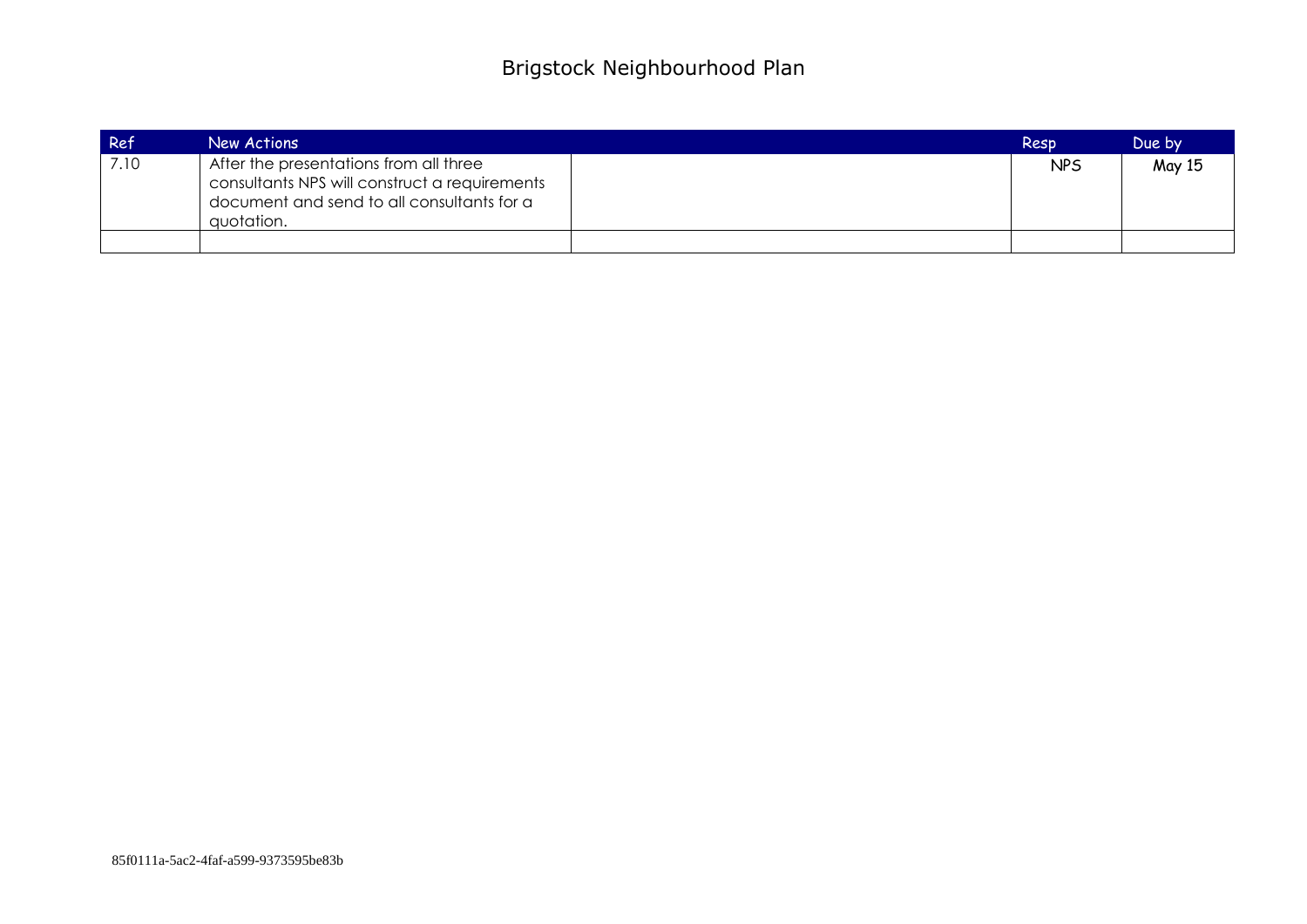# Brigstock Neighbourhood Plan

| Ref | New Actions | | Resp | Due by |
|---|---|---|---|---|
| 7.10 | After the presentations from all three consultants NPS will construct a requirements document and send to all consultants for a quotation. | | NPS | May 15 |
| | | | | |

85f0111a-5ac2-4faf-a599-9373595be83b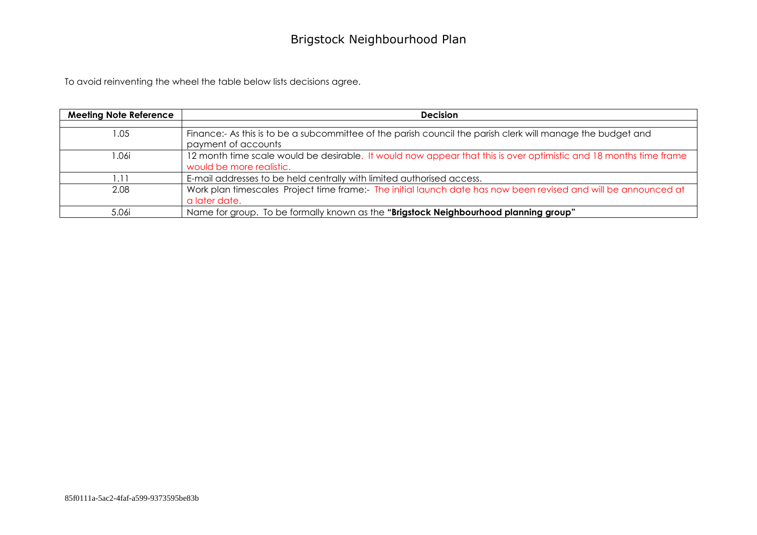# Brigstock Neighbourhood Plan

To avoid reinventing the wheel the table below lists decisions agree.

| Meeting Note Reference | Decision |
|---|---|
| | |
| 1.05 | Finance:- As this is to be a subcommittee of the parish council the parish clerk will manage the budget and payment of accounts |
| 1.06i | 12 month time scale would be desirable. It would now appear that this is over optimistic and 18 months time frame would be more realistic. |
| 1.11 | E-mail addresses to be held centrally with limited authorised access. |
| 2.08 | Work plan timescales Project time frame:- The initial launch date has now been revised and will be announced at a later date. |
| 5.06i | Name for group. To be formally known as the **"Brigstock Neighbourhood planning group"** |

85f0111a-5ac2-4faf-a599-9373595be83b